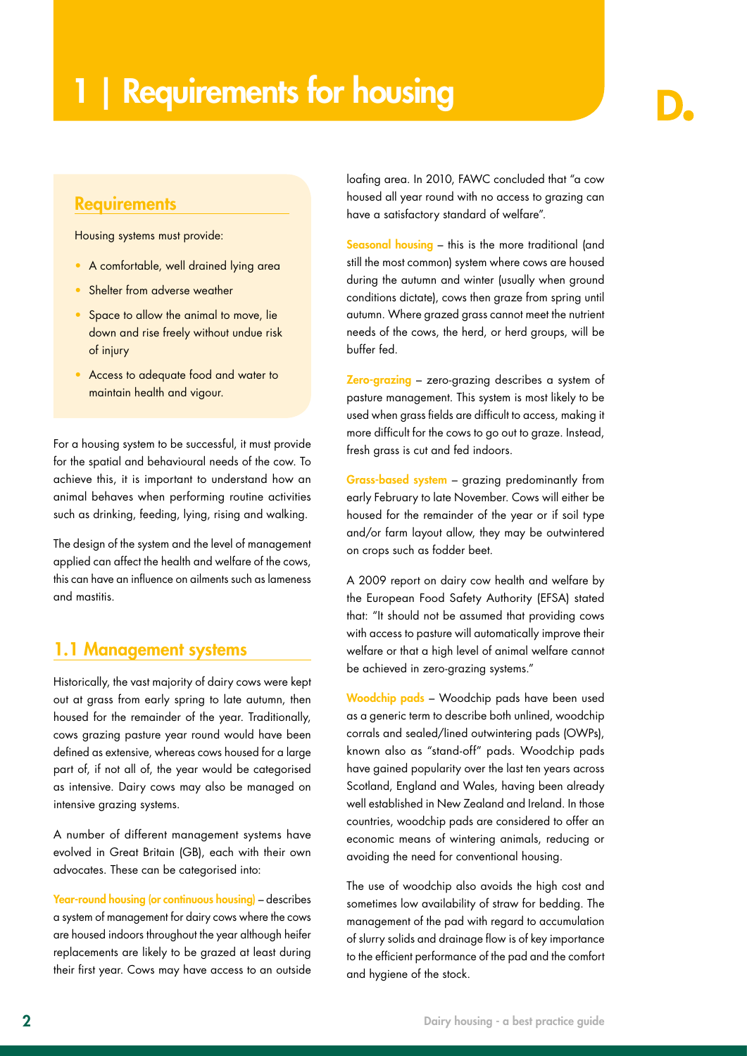# 1 | Requirements for housing

## Requirements

Housing systems must provide:

- A comfortable, well drained lying area
- Shelter from adverse weather
- Space to allow the animal to move, lie down and rise freely without undue risk of injury
- Access to adequate food and water to maintain health and vigour.

For a housing system to be successful, it must provide for the spatial and behavioural needs of the cow. To achieve this, it is important to understand how an animal behaves when performing routine activities such as drinking, feeding, lying, rising and walking.

The design of the system and the level of management applied can affect the health and welfare of the cows, this can have an influence on ailments such as lameness and mastitis.

## 1.1 Management systems

Historically, the vast majority of dairy cows were kept out at grass from early spring to late autumn, then housed for the remainder of the year. Traditionally, cows grazing pasture year round would have been defined as extensive, whereas cows housed for a large part of, if not all of, the year would be categorised as intensive. Dairy cows may also be managed on intensive grazing systems.

A number of different management systems have evolved in Great Britain (GB), each with their own advocates. These can be categorised into:

**Year-round housing (or continuous housing)** – describes a system of management for dairy cows where the cows are housed indoors throughout the year although heifer replacements are likely to be grazed at least during their first year. Cows may have access to an outside loafing area. In 2010, FAWC concluded that "a cow housed all year round with no access to grazing can have a satisfactory standard of welfare".

**Seasonal housing** – this is the more traditional (and still the most common) system where cows are housed during the autumn and winter (usually when ground conditions dictate), cows then graze from spring until autumn. Where grazed grass cannot meet the nutrient needs of the cows, the herd, or herd groups, will be buffer fed.

**Zero-grazing** – zero-grazing describes a system of pasture management. This system is most likely to be used when grass fields are difficult to access, making it more difficult for the cows to go out to graze. Instead, fresh grass is cut and fed indoors.

**Grass-based system** – grazing predominantly from early February to late November. Cows will either be housed for the remainder of the year or if soil type and/or farm layout allow, they may be outwintered on crops such as fodder beet.

A 2009 report on dairy cow health and welfare by the European Food Safety Authority (EFSA) stated that: "It should not be assumed that providing cows with access to pasture will automatically improve their welfare or that a high level of animal welfare cannot be achieved in zero-grazing systems."

**Woodchip pads** – Woodchip pads have been used as a generic term to describe both unlined, woodchip corrals and sealed/lined outwintering pads (OWPs), known also as "stand-off" pads. Woodchip pads have gained popularity over the last ten years across Scotland, England and Wales, having been already well established in New Zealand and Ireland. In those countries, woodchip pads are considered to offer an economic means of wintering animals, reducing or avoiding the need for conventional housing.

The use of woodchip also avoids the high cost and sometimes low availability of straw for bedding. The management of the pad with regard to accumulation of slurry solids and drainage flow is of key importance to the efficient performance of the pad and the comfort and hygiene of the stock.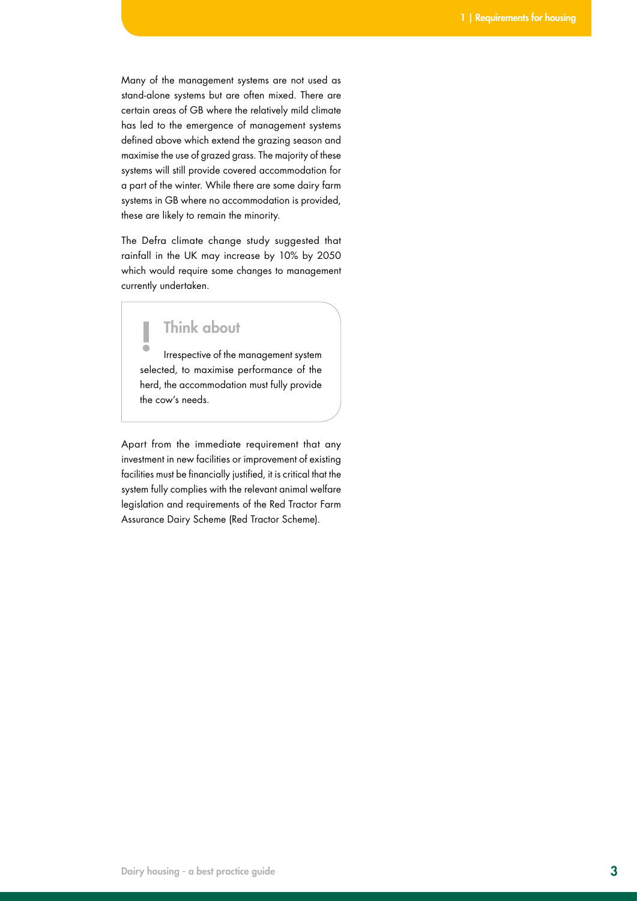Many of the management systems are not used as stand-alone systems but are often mixed. There are certain areas of GB where the relatively mild climate has led to the emergence of management systems defined above which extend the grazing season and maximise the use of grazed grass. The majority of these systems will still provide covered accommodation for a part of the winter. While there are some dairy farm systems in GB where no accommodation is provided, these are likely to remain the minority.

The Defra climate change study suggested that rainfall in the UK may increase by 10% by 2050 which would require some changes to management currently undertaken.

> **Think about**
>
> Irrespective of the management system selected, to maximise performance of the herd, the accommodation must fully provide the cow's needs.

Apart from the immediate requirement that any investment in new facilities or improvement of existing facilities must be financially justified, it is critical that the system fully complies with the relevant animal welfare legislation and requirements of the Red Tractor Farm Assurance Dairy Scheme (Red Tractor Scheme).